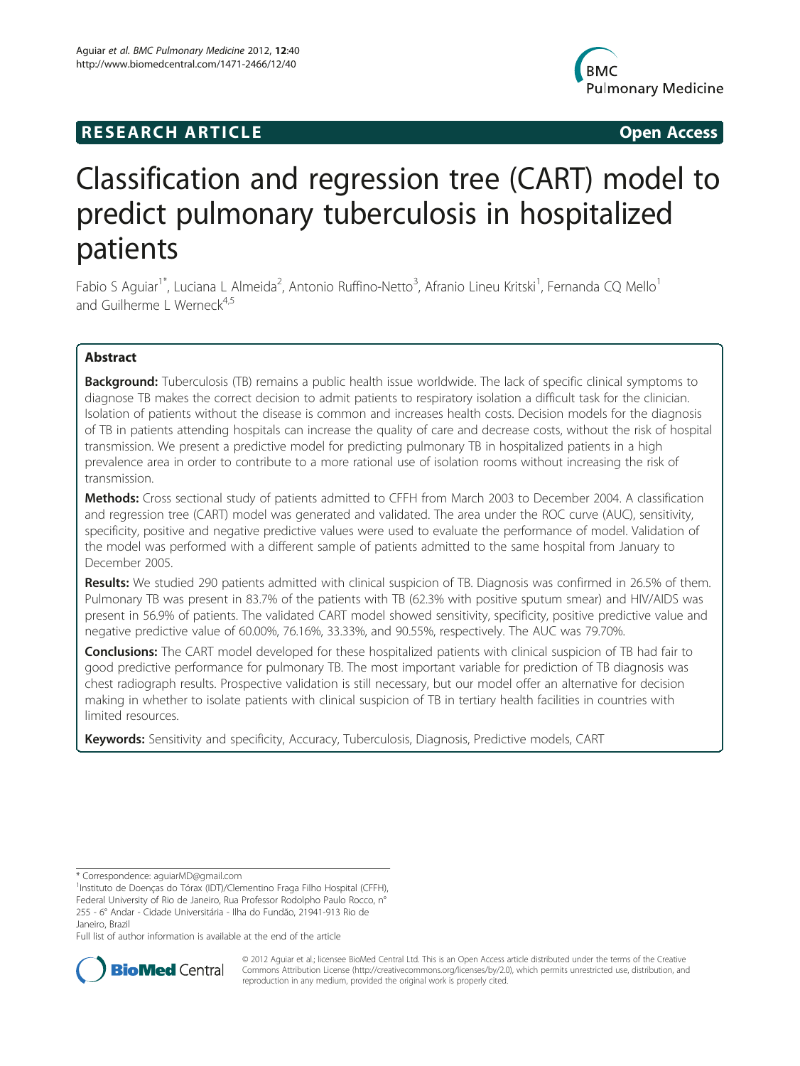**RESEARCH ARTICLE** **Open Access**

# Classification and regression tree (CART) model to predict pulmonary tuberculosis in hospitalized patients

Fabio S Aguiar[1*], Luciana L Almeida[2], Antonio Ruffino-Netto[3], Afranio Lineu Kritski[1], Fernanda CQ Mello[1] and Guilherme L Werneck[4,5]

## Abstract

**Background:** Tuberculosis (TB) remains a public health issue worldwide. The lack of specific clinical symptoms to diagnose TB makes the correct decision to admit patients to respiratory isolation a difficult task for the clinician. Isolation of patients without the disease is common and increases health costs. Decision models for the diagnosis of TB in patients attending hospitals can increase the quality of care and decrease costs, without the risk of hospital transmission. We present a predictive model for predicting pulmonary TB in hospitalized patients in a high prevalence area in order to contribute to a more rational use of isolation rooms without increasing the risk of transmission.

**Methods:** Cross sectional study of patients admitted to CFFH from March 2003 to December 2004. A classification and regression tree (CART) model was generated and validated. The area under the ROC curve (AUC), sensitivity, specificity, positive and negative predictive values were used to evaluate the performance of model. Validation of the model was performed with a different sample of patients admitted to the same hospital from January to December 2005.

**Results:** We studied 290 patients admitted with clinical suspicion of TB. Diagnosis was confirmed in 26.5% of them. Pulmonary TB was present in 83.7% of the patients with TB (62.3% with positive sputum smear) and HIV/AIDS was present in 56.9% of patients. The validated CART model showed sensitivity, specificity, positive predictive value and negative predictive value of 60.00%, 76.16%, 33.33%, and 90.55%, respectively. The AUC was 79.70%.

**Conclusions:** The CART model developed for these hospitalized patients with clinical suspicion of TB had fair to good predictive performance for pulmonary TB. The most important variable for prediction of TB diagnosis was chest radiograph results. Prospective validation is still necessary, but our model offer an alternative for decision making in whether to isolate patients with clinical suspicion of TB in tertiary health facilities in countries with limited resources.

**Keywords:** Sensitivity and specificity, Accuracy, Tuberculosis, Diagnosis, Predictive models, CART

---

\* Correspondence: aguiarMD@gmail.com

[1]Instituto de Doenças do Tórax (IDT)/Clementino Fraga Filho Hospital (CFFH), Federal University of Rio de Janeiro, Rua Professor Rodolpho Paulo Rocco, n° 255 - 6° Andar - Cidade Universitária - Ilha do Fundão, 21941-913 Rio de Janeiro, Brazil

Full list of author information is available at the end of the article

© 2012 Aguiar et al.; licensee BioMed Central Ltd. This is an Open Access article distributed under the terms of the Creative Commons Attribution License (http://creativecommons.org/licenses/by/2.0), which permits unrestricted use, distribution, and reproduction in any medium, provided the original work is properly cited.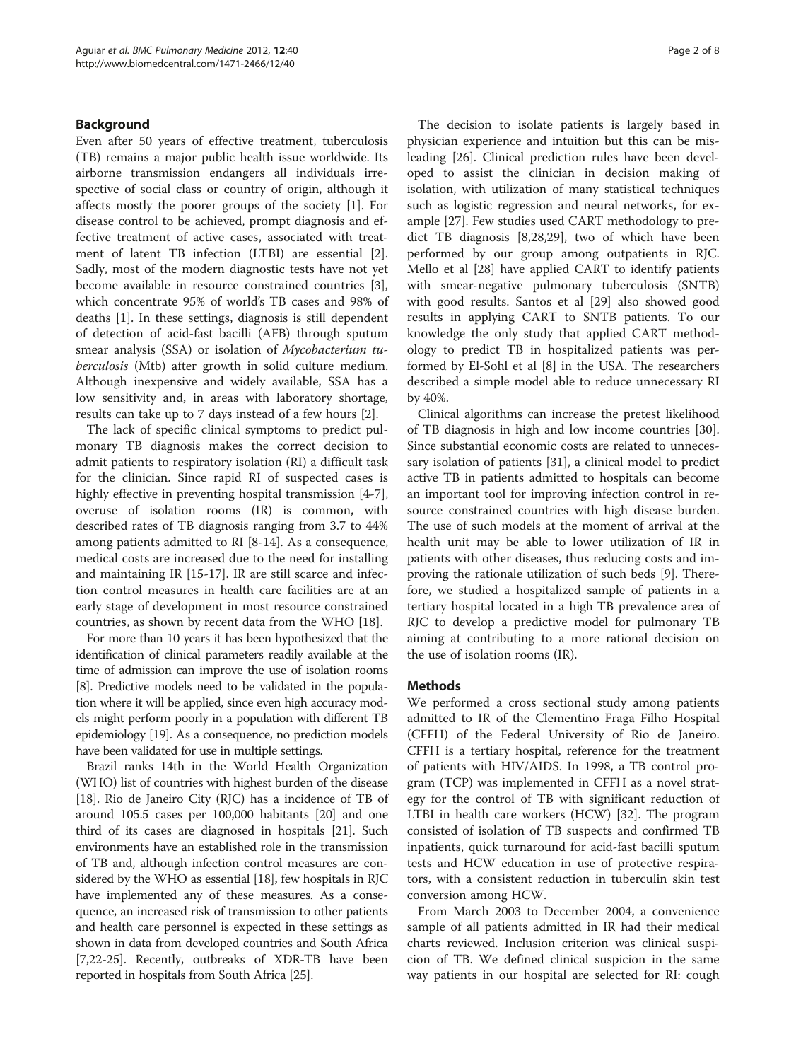## Background

Even after 50 years of effective treatment, tuberculosis (TB) remains a major public health issue worldwide. Its airborne transmission endangers all individuals irrespective of social class or country of origin, although it affects mostly the poorer groups of the society [1]. For disease control to be achieved, prompt diagnosis and effective treatment of active cases, associated with treatment of latent TB infection (LTBI) are essential [2]. Sadly, most of the modern diagnostic tests have not yet become available in resource constrained countries [3], which concentrate 95% of world's TB cases and 98% of deaths [1]. In these settings, diagnosis is still dependent of detection of acid-fast bacilli (AFB) through sputum smear analysis (SSA) or isolation of *Mycobacterium tuberculosis* (Mtb) after growth in solid culture medium. Although inexpensive and widely available, SSA has a low sensitivity and, in areas with laboratory shortage, results can take up to 7 days instead of a few hours [2].

The lack of specific clinical symptoms to predict pulmonary TB diagnosis makes the correct decision to admit patients to respiratory isolation (RI) a difficult task for the clinician. Since rapid RI of suspected cases is highly effective in preventing hospital transmission [4-7], overuse of isolation rooms (IR) is common, with described rates of TB diagnosis ranging from 3.7 to 44% among patients admitted to RI [8-14]. As a consequence, medical costs are increased due to the need for installing and maintaining IR [15-17]. IR are still scarce and infection control measures in health care facilities are at an early stage of development in most resource constrained countries, as shown by recent data from the WHO [18].

For more than 10 years it has been hypothesized that the identification of clinical parameters readily available at the time of admission can improve the use of isolation rooms [8]. Predictive models need to be validated in the population where it will be applied, since even high accuracy models might perform poorly in a population with different TB epidemiology [19]. As a consequence, no prediction models have been validated for use in multiple settings.

Brazil ranks 14th in the World Health Organization (WHO) list of countries with highest burden of the disease [18]. Rio de Janeiro City (RJC) has a incidence of TB of around 105.5 cases per 100,000 habitants [20] and one third of its cases are diagnosed in hospitals [21]. Such environments have an established role in the transmission of TB and, although infection control measures are considered by the WHO as essential [18], few hospitals in RJC have implemented any of these measures. As a consequence, an increased risk of transmission to other patients and health care personnel is expected in these settings as shown in data from developed countries and South Africa [7,22-25]. Recently, outbreaks of XDR-TB have been reported in hospitals from South Africa [25].

The decision to isolate patients is largely based in physician experience and intuition but this can be misleading [26]. Clinical prediction rules have been developed to assist the clinician in decision making of isolation, with utilization of many statistical techniques such as logistic regression and neural networks, for example [27]. Few studies used CART methodology to predict TB diagnosis [8,28,29], two of which have been performed by our group among outpatients in RJC. Mello et al [28] have applied CART to identify patients with smear-negative pulmonary tuberculosis (SNTB) with good results. Santos et al [29] also showed good results in applying CART to SNTB patients. To our knowledge the only study that applied CART methodology to predict TB in hospitalized patients was performed by El-Sohl et al [8] in the USA. The researchers described a simple model able to reduce unnecessary RI by 40%.

Clinical algorithms can increase the pretest likelihood of TB diagnosis in high and low income countries [30]. Since substantial economic costs are related to unnecessary isolation of patients [31], a clinical model to predict active TB in patients admitted to hospitals can become an important tool for improving infection control in resource constrained countries with high disease burden. The use of such models at the moment of arrival at the health unit may be able to lower utilization of IR in patients with other diseases, thus reducing costs and improving the rationale utilization of such beds [9]. Therefore, we studied a hospitalized sample of patients in a tertiary hospital located in a high TB prevalence area of RJC to develop a predictive model for pulmonary TB aiming at contributing to a more rational decision on the use of isolation rooms (IR).

## Methods

We performed a cross sectional study among patients admitted to IR of the Clementino Fraga Filho Hospital (CFFH) of the Federal University of Rio de Janeiro. CFFH is a tertiary hospital, reference for the treatment of patients with HIV/AIDS. In 1998, a TB control program (TCP) was implemented in CFFH as a novel strategy for the control of TB with significant reduction of LTBI in health care workers (HCW) [32]. The program consisted of isolation of TB suspects and confirmed TB inpatients, quick turnaround for acid-fast bacilli sputum tests and HCW education in use of protective respirators, with a consistent reduction in tuberculin skin test conversion among HCW.

From March 2003 to December 2004, a convenience sample of all patients admitted in IR had their medical charts reviewed. Inclusion criterion was clinical suspicion of TB. We defined clinical suspicion in the same way patients in our hospital are selected for RI: cough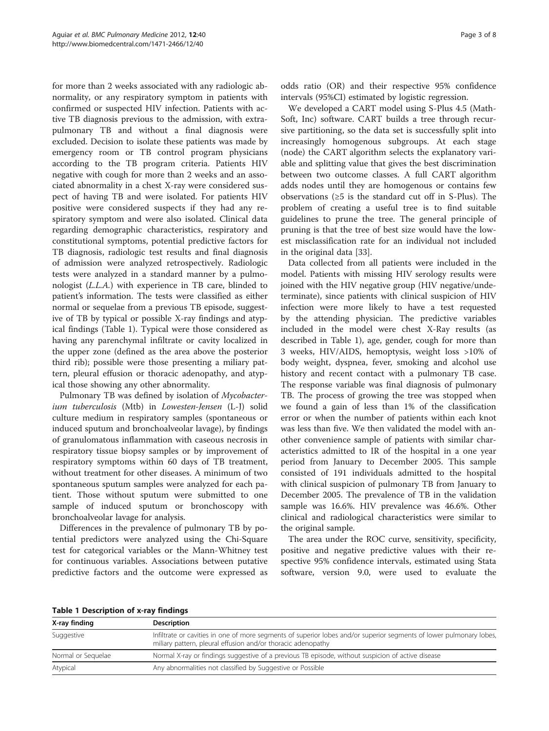for more than 2 weeks associated with any radiologic abnormality, or any respiratory symptom in patients with confirmed or suspected HIV infection. Patients with active TB diagnosis previous to the admission, with extrapulmonary TB and without a final diagnosis were excluded. Decision to isolate these patients was made by emergency room or TB control program physicians according to the TB program criteria. Patients HIV negative with cough for more than 2 weeks and an associated abnormality in a chest X-ray were considered suspect of having TB and were isolated. For patients HIV positive were considered suspects if they had any respiratory symptom and were also isolated. Clinical data regarding demographic characteristics, respiratory and constitutional symptoms, potential predictive factors for TB diagnosis, radiologic test results and final diagnosis of admission were analyzed retrospectively. Radiologic tests were analyzed in a standard manner by a pulmonologist (*L.L.A.*) with experience in TB care, blinded to patient's information. The tests were classified as either normal or sequelae from a previous TB episode, suggestive of TB by typical or possible X-ray findings and atypical findings (Table 1). Typical were those considered as having any parenchymal infiltrate or cavity localized in the upper zone (defined as the area above the posterior third rib); possible were those presenting a miliary pattern, pleural effusion or thoracic adenopathy, and atypical those showing any other abnormality.

Pulmonary TB was defined by isolation of *Mycobacterium tuberculosis* (Mtb) in *Lowesten-Jensen* (L-J) solid culture medium in respiratory samples (spontaneous or induced sputum and bronchoalveolar lavage), by findings of granulomatous inflammation with caseous necrosis in respiratory tissue biopsy samples or by improvement of respiratory symptoms within 60 days of TB treatment, without treatment for other diseases. A minimum of two spontaneous sputum samples were analyzed for each patient. Those without sputum were submitted to one sample of induced sputum or bronchoscopy with bronchoalveolar lavage for analysis.

Differences in the prevalence of pulmonary TB by potential predictors were analyzed using the Chi-Square test for categorical variables or the Mann-Whitney test for continuous variables. Associations between putative predictive factors and the outcome were expressed as odds ratio (OR) and their respective 95% confidence intervals (95%CI) estimated by logistic regression.

We developed a CART model using S-Plus 4.5 (MathSoft, Inc) software. CART builds a tree through recursive partitioning, so the data set is successfully split into increasingly homogenous subgroups. At each stage (node) the CART algorithm selects the explanatory variable and splitting value that gives the best discrimination between two outcome classes. A full CART algorithm adds nodes until they are homogenous or contains few observations (≥5 is the standard cut off in S-Plus). The problem of creating a useful tree is to find suitable guidelines to prune the tree. The general principle of pruning is that the tree of best size would have the lowest misclassification rate for an individual not included in the original data [33].

Data collected from all patients were included in the model. Patients with missing HIV serology results were joined with the HIV negative group (HIV negative/undeterminate), since patients with clinical suspicion of HIV infection were more likely to have a test requested by the attending physician. The predictive variables included in the model were chest X-Ray results (as described in Table 1), age, gender, cough for more than 3 weeks, HIV/AIDS, hemoptysis, weight loss >10% of body weight, dyspnea, fever, smoking and alcohol use history and recent contact with a pulmonary TB case. The response variable was final diagnosis of pulmonary TB. The process of growing the tree was stopped when we found a gain of less than 1% of the classification error or when the number of patients within each knot was less than five. We then validated the model with another convenience sample of patients with similar characteristics admitted to IR of the hospital in a one year period from January to December 2005. This sample consisted of 191 individuals admitted to the hospital with clinical suspicion of pulmonary TB from January to December 2005. The prevalence of TB in the validation sample was 16.6%. HIV prevalence was 46.6%. Other clinical and radiological characteristics were similar to the original sample.

The area under the ROC curve, sensitivity, specificity, positive and negative predictive values with their respective 95% confidence intervals, estimated using Stata software, version 9.0, were used to evaluate the

**Table 1 Description of x-ray findings**

| X-ray finding | Description |
|---|---|
| Suggestive | Infiltrate or cavities in one of more segments of superior lobes and/or superior segments of lower pulmonary lobes, miliary pattern, pleural effusion and/or thoracic adenopathy |
| Normal or Sequelae | Normal X-ray or findings suggestive of a previous TB episode, without suspicion of active disease |
| Atypical | Any abnormalities not classified by Suggestive or Possible |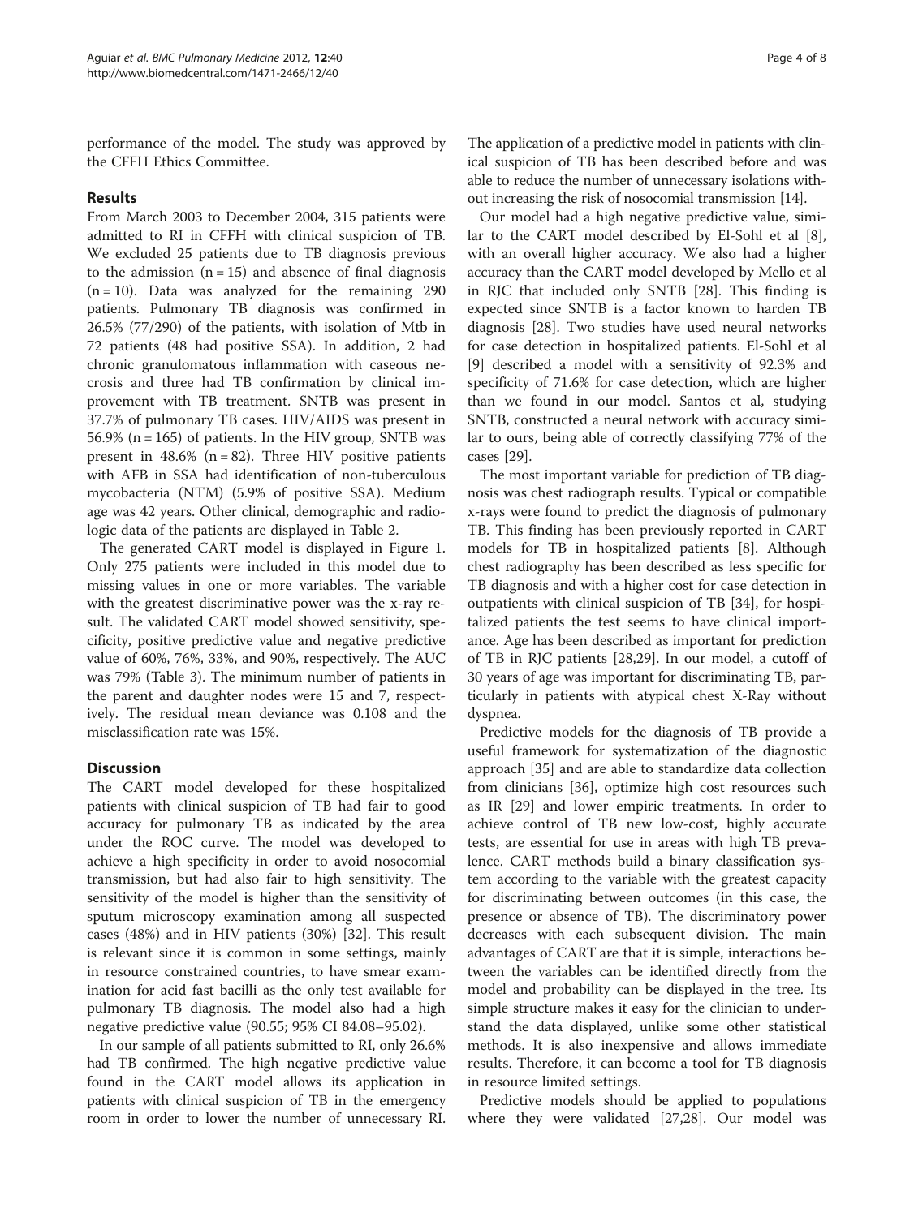performance of the model. The study was approved by the CFFH Ethics Committee.

## Results

From March 2003 to December 2004, 315 patients were admitted to RI in CFFH with clinical suspicion of TB. We excluded 25 patients due to TB diagnosis previous to the admission (n = 15) and absence of final diagnosis (n = 10). Data was analyzed for the remaining 290 patients. Pulmonary TB diagnosis was confirmed in 26.5% (77/290) of the patients, with isolation of Mtb in 72 patients (48 had positive SSA). In addition, 2 had chronic granulomatous inflammation with caseous necrosis and three had TB confirmation by clinical improvement with TB treatment. SNTB was present in 37.7% of pulmonary TB cases. HIV/AIDS was present in 56.9% (n = 165) of patients. In the HIV group, SNTB was present in 48.6% (n = 82). Three HIV positive patients with AFB in SSA had identification of non-tuberculous mycobacteria (NTM) (5.9% of positive SSA). Medium age was 42 years. Other clinical, demographic and radiologic data of the patients are displayed in Table 2.

The generated CART model is displayed in Figure 1. Only 275 patients were included in this model due to missing values in one or more variables. The variable with the greatest discriminative power was the x-ray result. The validated CART model showed sensitivity, specificity, positive predictive value and negative predictive value of 60%, 76%, 33%, and 90%, respectively. The AUC was 79% (Table 3). The minimum number of patients in the parent and daughter nodes were 15 and 7, respectively. The residual mean deviance was 0.108 and the misclassification rate was 15%.

## Discussion

The CART model developed for these hospitalized patients with clinical suspicion of TB had fair to good accuracy for pulmonary TB as indicated by the area under the ROC curve. The model was developed to achieve a high specificity in order to avoid nosocomial transmission, but had also fair to high sensitivity. The sensitivity of the model is higher than the sensitivity of sputum microscopy examination among all suspected cases (48%) and in HIV patients (30%) [32]. This result is relevant since it is common in some settings, mainly in resource constrained countries, to have smear examination for acid fast bacilli as the only test available for pulmonary TB diagnosis. The model also had a high negative predictive value (90.55; 95% CI 84.08–95.02).

In our sample of all patients submitted to RI, only 26.6% had TB confirmed. The high negative predictive value found in the CART model allows its application in patients with clinical suspicion of TB in the emergency room in order to lower the number of unnecessary RI. The application of a predictive model in patients with clinical suspicion of TB has been described before and was able to reduce the number of unnecessary isolations without increasing the risk of nosocomial transmission [14].

Our model had a high negative predictive value, similar to the CART model described by El-Sohl et al [8], with an overall higher accuracy. We also had a higher accuracy than the CART model developed by Mello et al in RJC that included only SNTB [28]. This finding is expected since SNTB is a factor known to harden TB diagnosis [28]. Two studies have used neural networks for case detection in hospitalized patients. El-Sohl et al [9] described a model with a sensitivity of 92.3% and specificity of 71.6% for case detection, which are higher than we found in our model. Santos et al, studying SNTB, constructed a neural network with accuracy similar to ours, being able of correctly classifying 77% of the cases [29].

The most important variable for prediction of TB diagnosis was chest radiograph results. Typical or compatible x-rays were found to predict the diagnosis of pulmonary TB. This finding has been previously reported in CART models for TB in hospitalized patients [8]. Although chest radiography has been described as less specific for TB diagnosis and with a higher cost for case detection in outpatients with clinical suspicion of TB [34], for hospitalized patients the test seems to have clinical importance. Age has been described as important for prediction of TB in RJC patients [28,29]. In our model, a cutoff of 30 years of age was important for discriminating TB, particularly in patients with atypical chest X-Ray without dyspnea.

Predictive models for the diagnosis of TB provide a useful framework for systematization of the diagnostic approach [35] and are able to standardize data collection from clinicians [36], optimize high cost resources such as IR [29] and lower empiric treatments. In order to achieve control of TB new low-cost, highly accurate tests, are essential for use in areas with high TB prevalence. CART methods build a binary classification system according to the variable with the greatest capacity for discriminating between outcomes (in this case, the presence or absence of TB). The discriminatory power decreases with each subsequent division. The main advantages of CART are that it is simple, interactions between the variables can be identified directly from the model and probability can be displayed in the tree. Its simple structure makes it easy for the clinician to understand the data displayed, unlike some other statistical methods. It is also inexpensive and allows immediate results. Therefore, it can become a tool for TB diagnosis in resource limited settings.

Predictive models should be applied to populations where they were validated [27,28]. Our model was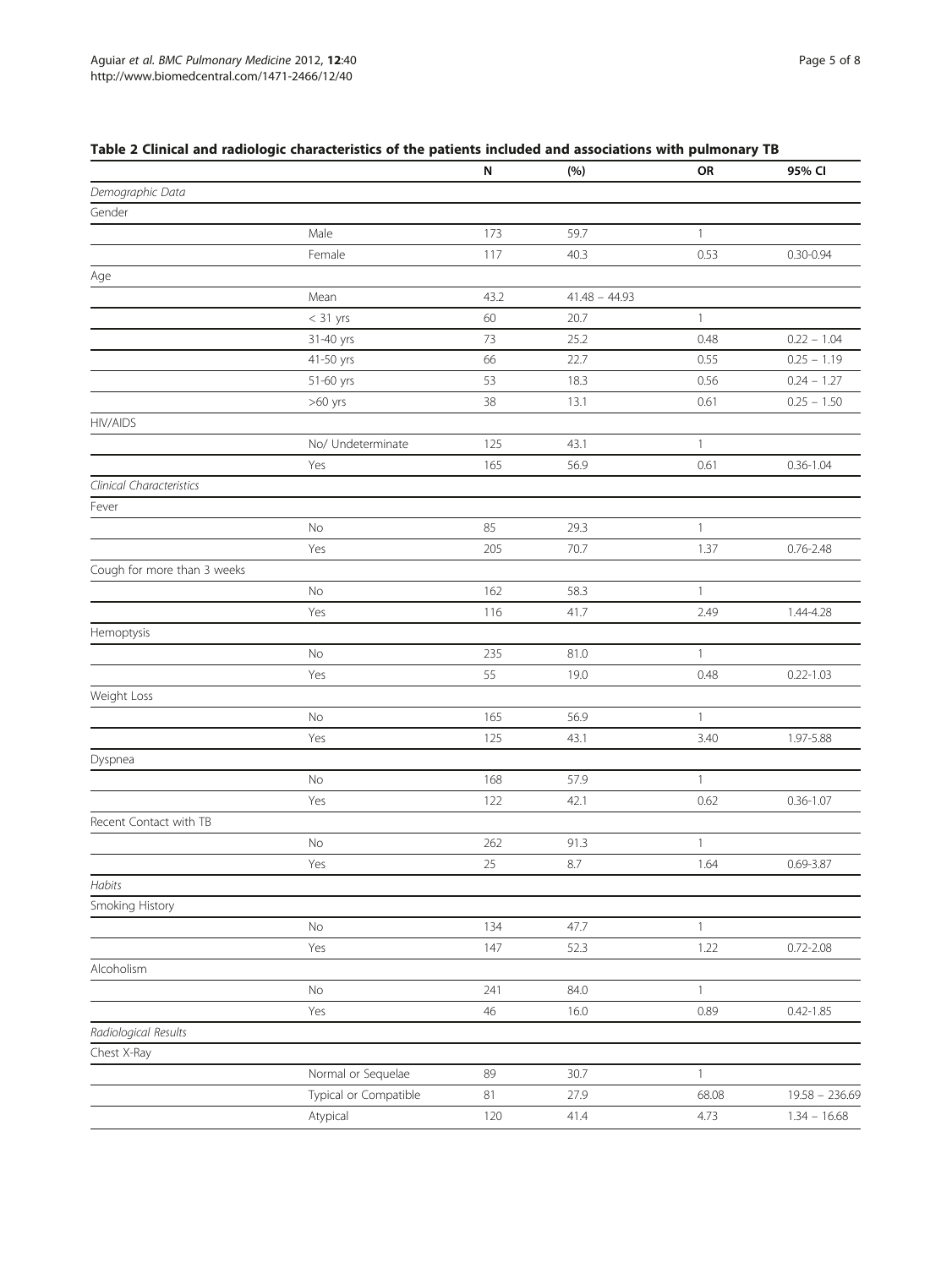**Table 2 Clinical and radiologic characteristics of the patients included and associations with pulmonary TB**

| | | N | (%) | OR | 95% CI |
|---|---|---|---|---|---|
| *Demographic Data* | | | | | |
| Gender | | | | | |
| | Male | 173 | 59.7 | 1 | |
| | Female | 117 | 40.3 | 0.53 | 0.30-0.94 |
| Age | | | | | |
| | Mean | 43.2 | 41.48 – 44.93 | | |
| | < 31 yrs | 60 | 20.7 | 1 | |
| | 31-40 yrs | 73 | 25.2 | 0.48 | 0.22 – 1.04 |
| | 41-50 yrs | 66 | 22.7 | 0.55 | 0.25 – 1.19 |
| | 51-60 yrs | 53 | 18.3 | 0.56 | 0.24 – 1.27 |
| | >60 yrs | 38 | 13.1 | 0.61 | 0.25 – 1.50 |
| HIV/AIDS | | | | | |
| | No/ Undeterminate | 125 | 43.1 | 1 | |
| | Yes | 165 | 56.9 | 0.61 | 0.36-1.04 |
| *Clinical Characteristics* | | | | | |
| Fever | | | | | |
| | No | 85 | 29.3 | 1 | |
| | Yes | 205 | 70.7 | 1.37 | 0.76-2.48 |
| Cough for more than 3 weeks | | | | | |
| | No | 162 | 58.3 | 1 | |
| | Yes | 116 | 41.7 | 2.49 | 1.44-4.28 |
| Hemoptysis | | | | | |
| | No | 235 | 81.0 | 1 | |
| | Yes | 55 | 19.0 | 0.48 | 0.22-1.03 |
| Weight Loss | | | | | |
| | No | 165 | 56.9 | 1 | |
| | Yes | 125 | 43.1 | 3.40 | 1.97-5.88 |
| Dyspnea | | | | | |
| | No | 168 | 57.9 | 1 | |
| | Yes | 122 | 42.1 | 0.62 | 0.36-1.07 |
| Recent Contact with TB | | | | | |
| | No | 262 | 91.3 | 1 | |
| | Yes | 25 | 8.7 | 1.64 | 0.69-3.87 |
| *Habits* | | | | | |
| Smoking History | | | | | |
| | No | 134 | 47.7 | 1 | |
| | Yes | 147 | 52.3 | 1.22 | 0.72-2.08 |
| Alcoholism | | | | | |
| | No | 241 | 84.0 | 1 | |
| | Yes | 46 | 16.0 | 0.89 | 0.42-1.85 |
| *Radiological Results* | | | | | |
| Chest X-Ray | | | | | |
| | Normal or Sequelae | 89 | 30.7 | 1 | |
| | Typical or Compatible | 81 | 27.9 | 68.08 | 19.58 – 236.69 |
| | Atypical | 120 | 41.4 | 4.73 | 1.34 – 16.68 |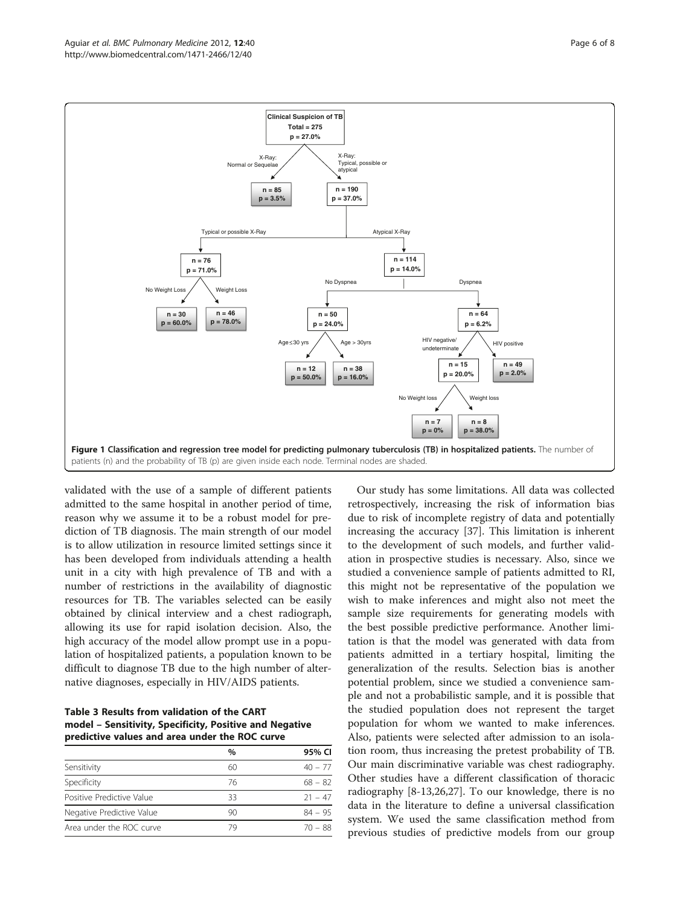Clinical Suspicion of TB
Total = 275
p = 27.0%

X-Ray: Normal or Sequelae → n = 85, p = 3.5%

X-Ray: Typical, possible or atypical → n = 190, p = 37.0%

Typical or possible X-Ray → n = 76, p = 71.0%
- No Weight Loss → n = 30, p = 60.0%
- Weight Loss → n = 46, p = 78.0%

Atypical X-Ray → n = 114, p = 14.0%
- No Dyspnea → n = 50, p = 24.0%
  - Age ≤ 30 yrs → n = 12, p = 50.0%
  - Age > 30yrs → n = 38, p = 16.0%
- Dyspnea → n = 64, p = 6.2%
  - HIV negative/ undeterminate → n = 15, p = 20.0%
    - No Weight loss → n = 7, p = 0%
    - Weight loss → n = 8, p = 38.0%
  - HIV positive → n = 49, p = 2.0%

**Figure 1 Classification and regression tree model for predicting pulmonary tuberculosis (TB) in hospitalized patients.** The number of patients (n) and the probability of TB (p) are given inside each node. Terminal nodes are shaded.

validated with the use of a sample of different patients admitted to the same hospital in another period of time, reason why we assume it to be a robust model for prediction of TB diagnosis. The main strength of our model is to allow utilization in resource limited settings since it has been developed from individuals attending a health unit in a city with high prevalence of TB and with a number of restrictions in the availability of diagnostic resources for TB. The variables selected can be easily obtained by clinical interview and a chest radiograph, allowing its use for rapid isolation decision. Also, the high accuracy of the model allow prompt use in a population of hospitalized patients, a population known to be difficult to diagnose TB due to the high number of alternative diagnoses, especially in HIV/AIDS patients.

**Table 3 Results from validation of the CART model – Sensitivity, Specificity, Positive and Negative predictive values and area under the ROC curve**

| | % | 95% CI |
|---|---|---|
| Sensitivity | 60 | 40 – 77 |
| Specificity | 76 | 68 – 82 |
| Positive Predictive Value | 33 | 21 – 47 |
| Negative Predictive Value | 90 | 84 – 95 |
| Area under the ROC curve | 79 | 70 – 88 |

Our study has some limitations. All data was collected retrospectively, increasing the risk of information bias due to risk of incomplete registry of data and potentially increasing the accuracy [37]. This limitation is inherent to the development of such models, and further validation in prospective studies is necessary. Also, since we studied a convenience sample of patients admitted to RI, this might not be representative of the population we wish to make inferences and might also not meet the sample size requirements for generating models with the best possible predictive performance. Another limitation is that the model was generated with data from patients admitted in a tertiary hospital, limiting the generalization of the results. Selection bias is another potential problem, since we studied a convenience sample and not a probabilistic sample, and it is possible that the studied population does not represent the target population for whom we wanted to make inferences. Also, patients were selected after admission to an isolation room, thus increasing the pretest probability of TB. Our main discriminative variable was chest radiography. Other studies have a different classification of thoracic radiography [8-13,26,27]. To our knowledge, there is no data in the literature to define a universal classification system. We used the same classification method from previous studies of predictive models from our group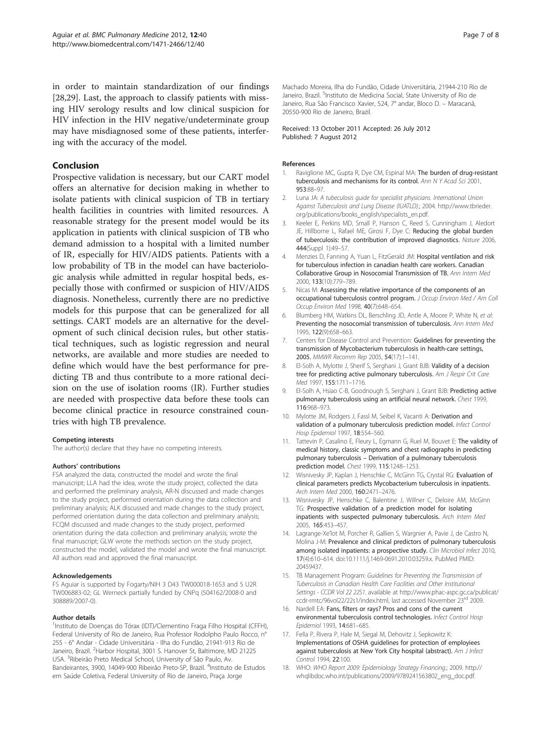in order to maintain standardization of our findings [28,29]. Last, the approach to classify patients with missing HIV serology results and low clinical suspicion for HIV infection in the HIV negative/undeterminate group may have misdiagnosed some of these patients, interfering with the accuracy of the model.

## Conclusion

Prospective validation is necessary, but our CART model offers an alternative for decision making in whether to isolate patients with clinical suspicion of TB in tertiary health facilities in countries with limited resources. A reasonable strategy for the present model would be its application in patients with clinical suspicion of TB who demand admission to a hospital with a limited number of IR, especially for HIV/AIDS patients. Patients with a low probability of TB in the model can have bacteriologic analysis while admitted in regular hospital beds, especially those with confirmed or suspicion of HIV/AIDS diagnosis. Nonetheless, currently there are no predictive models for this purpose that can be generalized for all settings. CART models are an alternative for the development of such clinical decision rules, but other statistical techniques, such as logistic regression and neural networks, are available and more studies are needed to define which would have the best performance for predicting TB and thus contribute to a more rational decision on the use of isolation rooms (IR). Further studies are needed with prospective data before these tools can become clinical practice in resource constrained countries with high TB prevalence.

#### Competing interests

The author(s) declare that they have no competing interests.

#### Authors' contributions

FSA analyzed the data, constructed the model and wrote the final manuscript; LLA had the idea, wrote the study project, collected the data and performed the preliminary analysis, AR-N discussed and made changes to the study project, performed orientation during the data collection and preliminary analysis; ALK discussed and made changes to the study project, performed orientation during the data collection and preliminary analysis; FCQM discussed and made changes to the study project, performed orientation during the data collection and preliminary analysis; wrote the final manuscript; GLW wrote the methods section on the study project, constructed the model, validated the model and wrote the final manuscript. All authors read and approved the final manuscript.

#### Acknowledgements

FS Aguiar is supported by Fogarty/NIH 3 D43 TW000018-16S3 and 5 U2R TW006883-02; GL Werneck partially funded by CNPq (504162/2008-0 and 308889/2007-0).

#### Author details

[1]Instituto de Doenças do Tórax (IDT)/Clementino Fraga Filho Hospital (CFFH), Federal University of Rio de Janeiro, Rua Professor Rodolpho Paulo Rocco, n° 255 - 6° Andar - Cidade Universitária - Ilha do Fundão, 21941-913 Rio de Janeiro, Brazil. [2]Harbor Hospital, 3001 S. Hanover St, Baltimore, MD 21225 USA. [3]Ribeirão Preto Medical School, University of São Paulo, Av. Bandeirantes, 3900, 14049-900 Ribeirão Preto-SP, Brazil. [4]Instituto de Estudos em Saúde Coletiva, Federal University of Rio de Janeiro, Praça Jorge Machado Moreira, Ilha do Fundão, Cidade Universitária, 21944-210 Rio de Janeiro, Brazil. [5]Instituto de Medicina Social, State University of Rio de Janeiro, Rua São Francisco Xavier, 524, 7° andar, Bloco D. – Maracanã, 20550-900 Rio de Janeiro, Brazil.

Received: 13 October 2011 Accepted: 26 July 2012
Published: 7 August 2012

#### References

1. Raviglione MC, Gupta R, Dye CM, Espinal MA: **The burden of drug-resistant tuberculosis and mechanisms for its control.** *Ann N Y Acad Sci* 2001, **953**:88–97.
2. Luna JA: *A tuberculosis guide for specialist physicians. International Union Against Tuberculosis and Lung Disease (IUATLD).*; 2004. http://www.tbrieder.org/publications/books_english/specialists_en.pdf.
3. Keeler E, Perkins MD, Small P, Hanson C, Reed S, Cunningham J, Aledort JE, Hillborne L, Rafael ME, Girosi F, Dye C: **Reducing the global burden of tuberculosis: the contribution of improved diagnostics.** *Nature* 2006, **444**(Suppl 1):49–57.
4. Menzies D, Fanning A, Yuan L, FitzGerald JM: **Hospital ventilation and risk for tuberculous infection in canadian health care workers. Canadian Collaborative Group in Nosocomial Transmission of TB.** *Ann Intern Med* 2000, **133**(10):779–789.
5. Nicas M: **Assessing the relative importance of the components of an occupational tuberculosis control program.** *J Occup Environ Med / Am Coll Occup Environ Med* 1998, **40**(7):648–654.
6. Blumberg HM, Watkins DL, Berschling JD, Antle A, Moore P, White N, *et al*: **Preventing the nosocomial transmission of tuberculosis.** *Ann Intern Med* 1995, **122**(9):658–663.
7. Centers for Disease Control and Prevention: **Guidelines for preventing the transmission of Mycobacterium tuberculosis in health-care settings, 2005.** *MMWR Recomm Rep* 2005, **54**(17):1–141.
8. El-Solh A, Mylotte J, Sherif S, Serghani J, Grant BJB: **Validity of a decision tree for predicting active pulmonary tuberculosis.** *Am J Respir Crit Care Med* 1997, **155**:1711–1716.
9. El-Solh A, Hsiao C-B, Goodnough S, Serghani J, Grant BJB: **Predicting active pulmonary tuberculosis using an artificial neural network.** *Chest* 1999, **116**:968–973.
10. Mylotte JM, Rodgers J, Fassl M, Seibel K, Vacanti A: **Derivation and validation of a pulmonary tuberculosis prediction model.** *Infect Control Hosp Epidemiol* 1997, **18**:554–560.
11. Tattevin P, Casalino E, Fleury L, Egmann G, Ruel M, Bouvet E: **The validity of medical history, classic symptoms and chest radiographs in predicting pulmonary tuberculosis – Derivation of a pulmonary tuberculosis prediction model.** *Chest* 1999, **115**:1248–1253.
12. Wisnivesky JP, Kaplan J, Henschke C, McGinn TG, Crystal RG: **Evaluation of clinical parameters predicts Mycobacterium tuberculosis in inpatients.** *Arch Intern Med* 2000, **160**:2471–2476.
13. Wisnivesky JP, Henschke C, Balentine J, Willner C, Deloire AM, McGinn TG: **Prospective validation of a prediction model for isolating inpatients with suspected pulmonary tuberculosis.** *Arch Intern Med* 2005, **165**:453–457.
14. Lagrange-Xe'lot M, Porcher R, Gallien S, Wargnier A, Pavie J, de Castro N, Molina J-M: **Prevalence and clinical predictors of pulmonary tuberculosis among isolated inpatients: a prospective study.** *Clin Microbiol Infect* 2010, **17**(4):610–614. doi:10.1111/j.1469-0691.2010.03259.x. PubMed PMID: 20459437.
15. TB Management Program: *Guidelines for Preventing the Transmission of Tuberculosis in Canadian Health Care Facilities and Other Institutional Settings - CCDR Vol 22 22S1*. available at http://www.phac-aspc.gc.ca/publicat/ccdr-rmtc/96vol22/22s1/index.html, last accessed November 23rd 2009.
16. Nardell EA: **Fans, filters or rays? Pros and cons of the current environmental tuberculosis control technologies.** *Infect Control Hosp Epidemiol* 1993, **14**:681–685.
17. Fella P, Rivera P, Hale M, Siegal M, Dehovitz J, Sepkowitz K: **Implementations of OSHA guidelines for protection of employiees against tuberculosis at New York City hospital (abstract).** *Am J Infect Control* 1994, **22**:100.
18. WHO: *WHO Report 2009: Epidemiology Strategy Financing.*; 2009. http://whqlibdoc.who.int/publications/2009/9789241563802_eng_doc.pdf.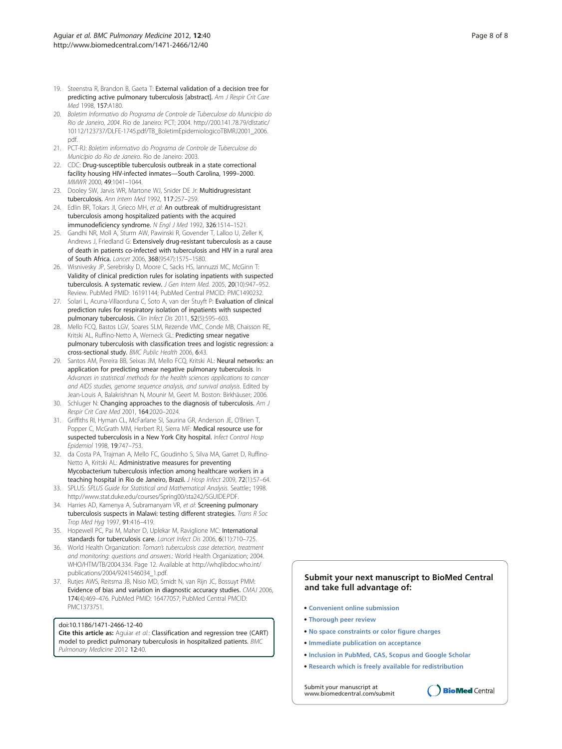19. Steenstra R, Brandon B, Gaeta T: **External validation of a decision tree for predicting active pulmonary tuberculosis [abstract].** *Am J Respir Crit Care Med* 1998, **157**:A180.
20. *Boletim Informativo do Programa de Controle de Tuberculose do Município do Rio de Janeiro, 2004*. Rio de Janeiro: PCT; 2004. http://200.141.78.79/dlstatic/10112/123737/DLFE-1745.pdf/TB_BoletimEpidemiologicoTBMRJ2001_2006.pdf.
21. PCT-RJ: *Boletim informativo do Programa de Controle de Tuberculose do Município do Rio de Janeiro*. Rio de Janeiro: 2003.
22. CDC: **Drug-susceptible tuberculosis outbreak in a state correctional facility housing HIV-infected inmates—South Carolina, 1999–2000.** *MMWR* 2000, **49**:1041–1044.
23. Dooley SW, Jarvis WR, Martone WJ, Snider DE Jr: **Multidrugresistant tuberculosis.** *Ann Intern Med* 1992, **117**:257–259.
24. Edlin BR, Tokars JI, Grieco MH, *et al*: **An outbreak of multidrugresistant tuberculosis among hospitalized patients with the acquired immunodeficiency syndrome.** *N Engl J Med* 1992, **326**:1514–1521.
25. Gandhi NR, Moll A, Sturm AW, Pawinski R, Govender T, Lalloo U, Zeller K, Andrews J, Friedland G: **Extensively drug-resistant tuberculosis as a cause of death in patients co-infected with tuberculosis and HIV in a rural area of South Africa.** *Lancet* 2006, **368**(9547):1575–1580.
26. Wisnivesky JP, Serebrisky D, Moore C, Sacks HS, Iannuzzi MC, McGinn T: **Validity of clinical prediction rules for isolating inpatients with suspected tuberculosis. A systematic review.** *J Gen Intern Med.* 2005, **20**(10):947–952. Review. PubMed PMID: 16191144; PubMed Central PMCID: PMC1490232.
27. Solari L, Acuna-Villaorduna C, Soto A, van der Stuyft P: **Evaluation of clinical prediction rules for respiratory isolation of inpatients with suspected pulmonary tuberculosis.** *Clin Infect Dis* 2011, **52**(5):595–603.
28. Mello FCQ, Bastos LGV, Soares SLM, Rezende VMC, Conde MB, Chaisson RE, Kritski AL, Ruffino-Netto A, Werneck GL: **Predicting smear negative pulmonary tuberculosis with classification trees and logistic regression: a cross-sectional study.** *BMC Public Health* 2006, **6**:43.
29. Santos AM, Pereira BB, Seixas JM, Mello FCQ, Kritski AL: **Neural networks: an application for predicting smear negative pulmonary tuberculosis.** In *Advances in statistical methods for the health sciences applications to cancer and AIDS studies, genome sequence analysis, and survival analysis*. Edited by Jean-Louis A, Balakrishnan N, Mounir M, Geert M. Boston: Birkhäuser; 2006.
30. Schluger N: **Changing approaches to the diagnosis of tuberculosis.** *Am J Respir Crit Care Med* 2001, **164**:2020–2024.
31. Griffiths RI, Hyman CL, McFarlane SI, Saurina GR, Anderson JE, O'Brien T, Popper C, McGrath MM, Herbert RJ, Sierra MF: **Medical resource use for suspected tuberculosis in a New York City hospital.** *Infect Control Hosp Epidemiol* 1998, **19**:747–753.
32. da Costa PA, Trajman A, Mello FC, Goudinho S, Silva MA, Garret D, Ruffino-Netto A, Kritski AL: **Administrative measures for preventing Mycobacterium tuberculosis infection among healthcare workers in a teaching hospital in Rio de Janeiro, Brazil.** *J Hosp Infect* 2009, **72**(1):57–64.
33. SPLUS: *SPLUS Guide for Statistical and Mathematical Analysis*. Seattle:; 1998. http://www.stat.duke.edu/courses/Spring00/sta242/SGUIDE.PDF.
34. Harries AD, Kamenya A, Subramanyam VR, *et al*: **Screening pulmonary tuberculosis suspects in Malawi: testing different strategies.** *Trans R Soc Trop Med Hyg* 1997, **91**:416–419.
35. Hopewell PC, Pai M, Maher D, Uplekar M, Raviglione MC: **International standards for tuberculosis care.** *Lancet Infect Dis* 2006, **6**(11):710–725.
36. World Health Organization: *Toman's tuberculosis case detection, treatment and monitoring: questions and answers.*: World Health Organization; 2004. WHO/HTM/TB/2004.334. Page 12. Available at http://whqlibdoc.who.int/publications/2004/9241546034_1.pdf.
37. Rutjes AWS, Reitsma JB, Nisio MD, Smidt N, van Rijn JC, Bossuyt PMM: **Evidence of bias and variation in diagnostic accuracy studies.** *CMAJ* 2006, **174**(4):469–476. PubMed PMID: 16477057; PubMed Central PMCID: PMC1373751.

doi:10.1186/1471-2466-12-40

**Cite this article as:** Aguiar *et al.*: Classification and regression tree (CART) model to predict pulmonary tuberculosis in hospitalized patients. *BMC Pulmonary Medicine* 2012 **12**:40.

**Submit your next manuscript to BioMed Central and take full advantage of:**

- **Convenient online submission**
- **Thorough peer review**
- **No space constraints or color figure charges**
- **Immediate publication on acceptance**
- **Inclusion in PubMed, CAS, Scopus and Google Scholar**
- **Research which is freely available for redistribution**

Submit your manuscript at www.biomedcentral.com/submit

BioMed Central